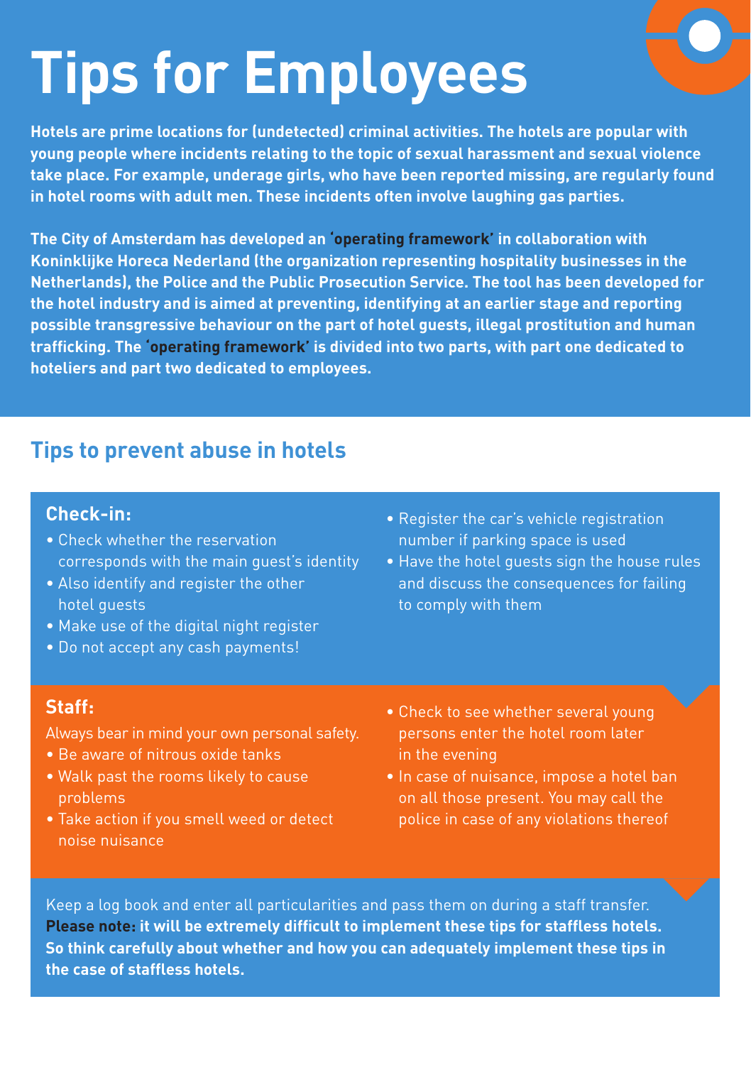# Tips for Employees

**Hotels are prime locations for (undetected) criminal activities. The hotels are popular with young people where incidents relating to the topic of sexual harassment and sexual violence take place. For example, underage girls, who have been reported missing, are regularly found in hotel rooms with adult men. These incidents often involve laughing gas parties.**

**The City of Amsterdam has developed an 'operating framework' in collaboration with Koninklijke Horeca Nederland (the organization representing hospitality businesses in the Netherlands), the Police and the Public Prosecution Service. The tool has been developed for the hotel industry and is aimed at preventing, identifying at an earlier stage and reporting possible transgressive behaviour on the part of hotel guests, illegal prostitution and human trafficking. The 'operating framework' is divided into two parts, with part one dedicated to hoteliers and part two dedicated to employees.**

## Tips to prevent abuse in hotels

### Check-in:

- Check whether the reservation corresponds with the main guest's identity
- Also identify and register the other hotel guests
- Make use of the digital night register
- Do not accept any cash payments!
- Register the car's vehicle registration number if parking space is used
- Have the hotel guests sign the house rules and discuss the consequences for failing to comply with them

### Staff:

Always bear in mind your own personal safety.

- Be aware of nitrous oxide tanks
- Walk past the rooms likely to cause problems
- Take action if you smell weed or detect noise nuisance
- Check to see whether several young persons enter the hotel room later in the evening
- In case of nuisance, impose a hotel ban on all those present. You may call the police in case of any violations thereof

Keep a log book and enter all particularities and pass them on during a staff transfer.
**Please note: it will be extremely difficult to implement these tips for staffless hotels. So think carefully about whether and how you can adequately implement these tips in the case of staffless hotels.**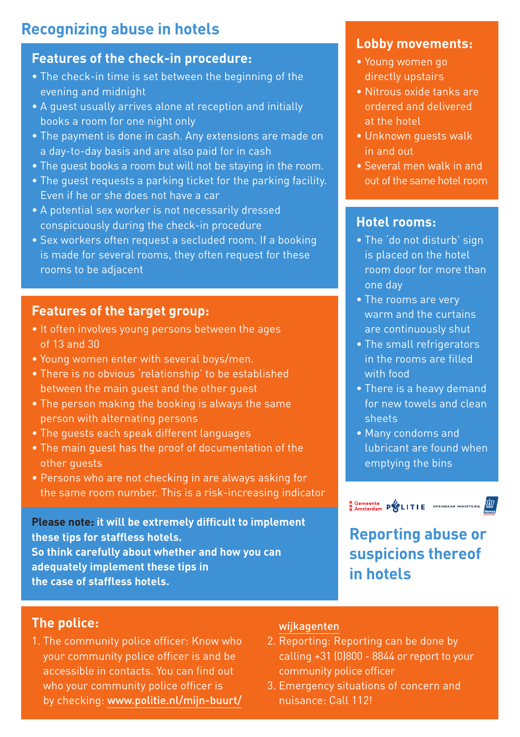# Recognizing abuse in hotels

## Features of the check-in procedure:

- The check-in time is set between the beginning of the evening and midnight
- A guest usually arrives alone at reception and initially books a room for one night only
- The payment is done in cash. Any extensions are made on a day-to-day basis and are also paid for in cash
- The guest books a room but will not be staying in the room.
- The guest requests a parking ticket for the parking facility. Even if he or she does not have a car
- A potential sex worker is not necessarily dressed conspicuously during the check-in procedure
- Sex workers often request a secluded room. If a booking is made for several rooms, they often request for these rooms to be adjacent

## Features of the target group:

- It often involves young persons between the ages of 13 and 30
- Young women enter with several boys/men.
- There is no obvious 'relationship' to be established between the main guest and the other guest
- The person making the booking is always the same person with alternating persons
- The guests each speak different languages
- The main guest has the proof of documentation of the other guests
- Persons who are not checking in are always asking for the same room number. This is a risk-increasing indicator

**Please note: it will be extremely difficult to implement these tips for staffless hotels. So think carefully about whether and how you can adequately implement these tips in the case of staffless hotels.**

## Lobby movements:

- Young women go directly upstairs
- Nitrous oxide tanks are ordered and delivered at the hotel
- Unknown guests walk in and out
- Several men walk in and out of the same hotel room

## Hotel rooms:

- The 'do not disturb' sign is placed on the hotel room door for more than one day
- The rooms are very warm and the curtains are continuously shut
- The small refrigerators in the rooms are filled with food
- There is a heavy demand for new towels and clean sheets
- Many condoms and lubricant are found when emptying the bins

Gemeente Amsterdam POLITIE OPENBAAR MINISTERIE Horeca

## Reporting abuse or suspicions thereof in hotels

## The police:

1. The community police officer: Know who your community police officer is and be accessible in contacts. You can find out who your community police officer is by checking: www.politie.nl/mijn-buurt/wijkagenten
2. Reporting: Reporting can be done by calling +31 (0)800 - 8844 or report to your community police officer
3. Emergency situations of concern and nuisance: Call 112!